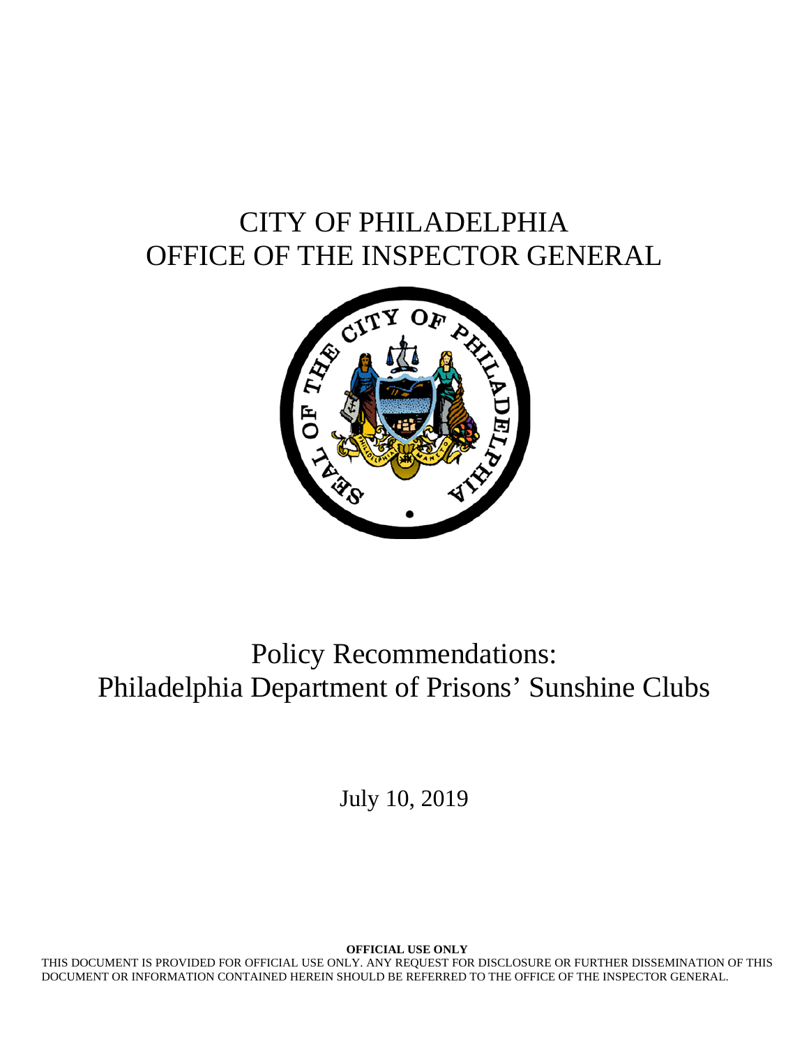# CITY OF PHILADELPHIA
# OFFICE OF THE INSPECTOR GENERAL

## Policy Recommendations: Philadelphia Department of Prisons' Sunshine Clubs

July 10, 2019

**OFFICIAL USE ONLY**

THIS DOCUMENT IS PROVIDED FOR OFFICIAL USE ONLY. ANY REQUEST FOR DISCLOSURE OR FURTHER DISSEMINATION OF THIS DOCUMENT OR INFORMATION CONTAINED HEREIN SHOULD BE REFERRED TO THE OFFICE OF THE INSPECTOR GENERAL.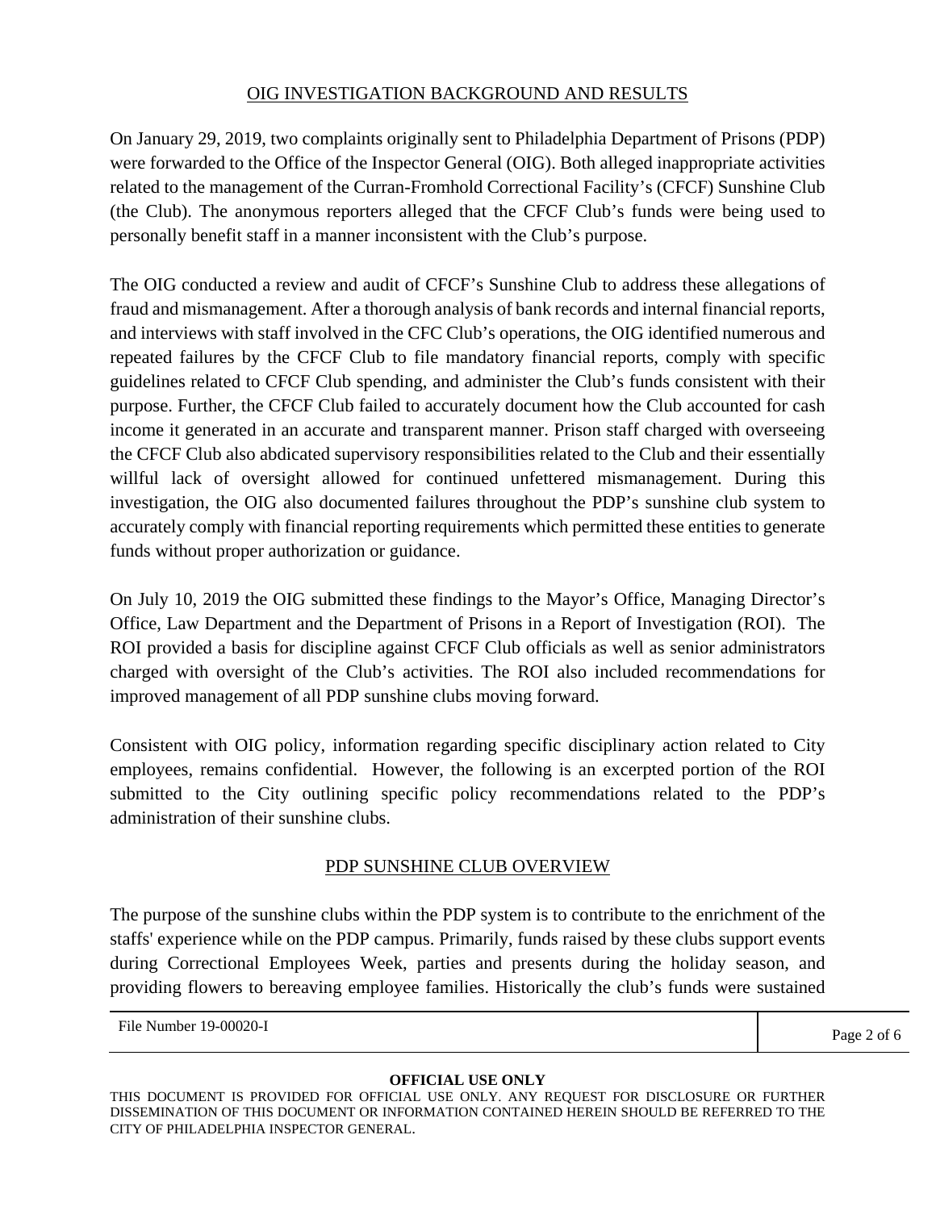## OIG INVESTIGATION BACKGROUND AND RESULTS

On January 29, 2019, two complaints originally sent to Philadelphia Department of Prisons (PDP) were forwarded to the Office of the Inspector General (OIG). Both alleged inappropriate activities related to the management of the Curran-Fromhold Correctional Facility's (CFCF) Sunshine Club (the Club). The anonymous reporters alleged that the CFCF Club's funds were being used to personally benefit staff in a manner inconsistent with the Club's purpose.

The OIG conducted a review and audit of CFCF's Sunshine Club to address these allegations of fraud and mismanagement. After a thorough analysis of bank records and internal financial reports, and interviews with staff involved in the CFC Club's operations, the OIG identified numerous and repeated failures by the CFCF Club to file mandatory financial reports, comply with specific guidelines related to CFCF Club spending, and administer the Club's funds consistent with their purpose. Further, the CFCF Club failed to accurately document how the Club accounted for cash income it generated in an accurate and transparent manner. Prison staff charged with overseeing the CFCF Club also abdicated supervisory responsibilities related to the Club and their essentially willful lack of oversight allowed for continued unfettered mismanagement. During this investigation, the OIG also documented failures throughout the PDP's sunshine club system to accurately comply with financial reporting requirements which permitted these entities to generate funds without proper authorization or guidance.

On July 10, 2019 the OIG submitted these findings to the Mayor's Office, Managing Director's Office, Law Department and the Department of Prisons in a Report of Investigation (ROI). The ROI provided a basis for discipline against CFCF Club officials as well as senior administrators charged with oversight of the Club's activities. The ROI also included recommendations for improved management of all PDP sunshine clubs moving forward.

Consistent with OIG policy, information regarding specific disciplinary action related to City employees, remains confidential. However, the following is an excerpted portion of the ROI submitted to the City outlining specific policy recommendations related to the PDP's administration of their sunshine clubs.

## PDP SUNSHINE CLUB OVERVIEW

The purpose of the sunshine clubs within the PDP system is to contribute to the enrichment of the staffs' experience while on the PDP campus. Primarily, funds raised by these clubs support events during Correctional Employees Week, parties and presents during the holiday season, and providing flowers to bereaving employee families. Historically the club's funds were sustained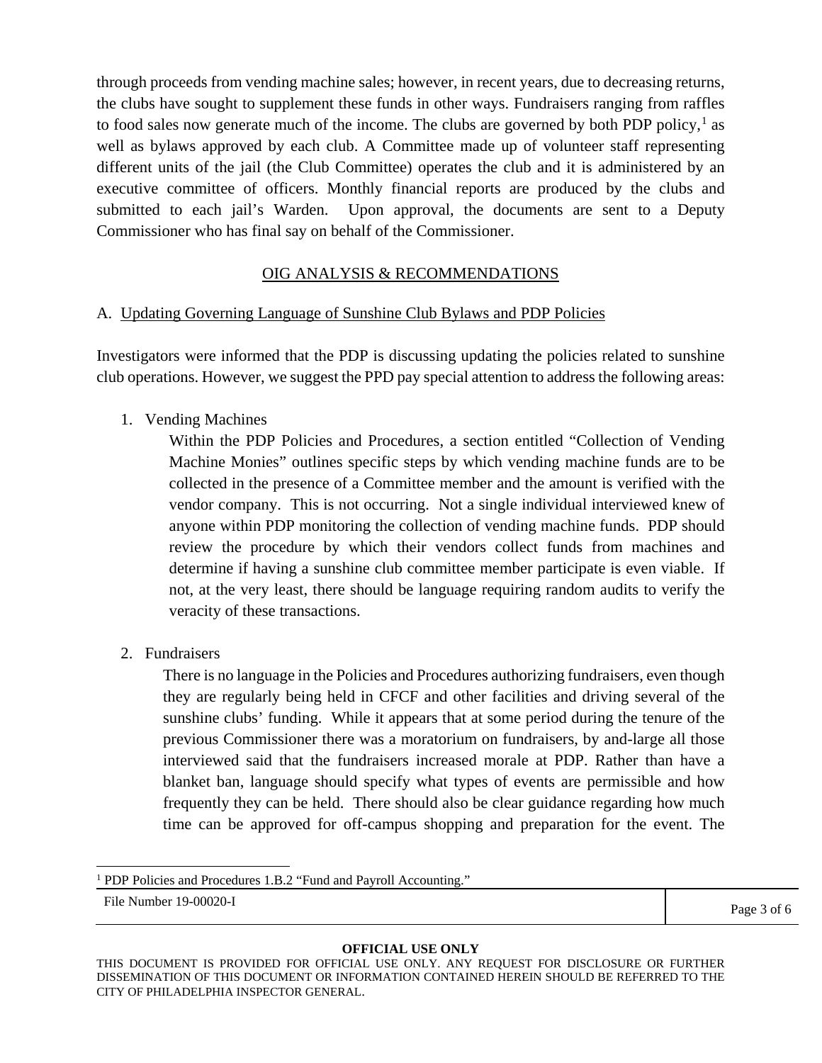through proceeds from vending machine sales; however, in recent years, due to decreasing returns, the clubs have sought to supplement these funds in other ways. Fundraisers ranging from raffles to food sales now generate much of the income. The clubs are governed by both PDP policy,[1] as well as bylaws approved by each club. A Committee made up of volunteer staff representing different units of the jail (the Club Committee) operates the club and it is administered by an executive committee of officers. Monthly financial reports are produced by the clubs and submitted to each jail's Warden. Upon approval, the documents are sent to a Deputy Commissioner who has final say on behalf of the Commissioner.

## OIG ANALYSIS & RECOMMENDATIONS

### A. Updating Governing Language of Sunshine Club Bylaws and PDP Policies

Investigators were informed that the PDP is discussing updating the policies related to sunshine club operations. However, we suggest the PPD pay special attention to address the following areas:

1. Vending Machines

   Within the PDP Policies and Procedures, a section entitled "Collection of Vending Machine Monies" outlines specific steps by which vending machine funds are to be collected in the presence of a Committee member and the amount is verified with the vendor company. This is not occurring. Not a single individual interviewed knew of anyone within PDP monitoring the collection of vending machine funds. PDP should review the procedure by which their vendors collect funds from machines and determine if having a sunshine club committee member participate is even viable. If not, at the very least, there should be language requiring random audits to verify the veracity of these transactions.

2. Fundraisers

   There is no language in the Policies and Procedures authorizing fundraisers, even though they are regularly being held in CFCF and other facilities and driving several of the sunshine clubs' funding. While it appears that at some period during the tenure of the previous Commissioner there was a moratorium on fundraisers, by and-large all those interviewed said that the fundraisers increased morale at PDP. Rather than have a blanket ban, language should specify what types of events are permissible and how frequently they can be held. There should also be clear guidance regarding how much time can be approved for off-campus shopping and preparation for the event. The

[1] PDP Policies and Procedures 1.B.2 "Fund and Payroll Accounting."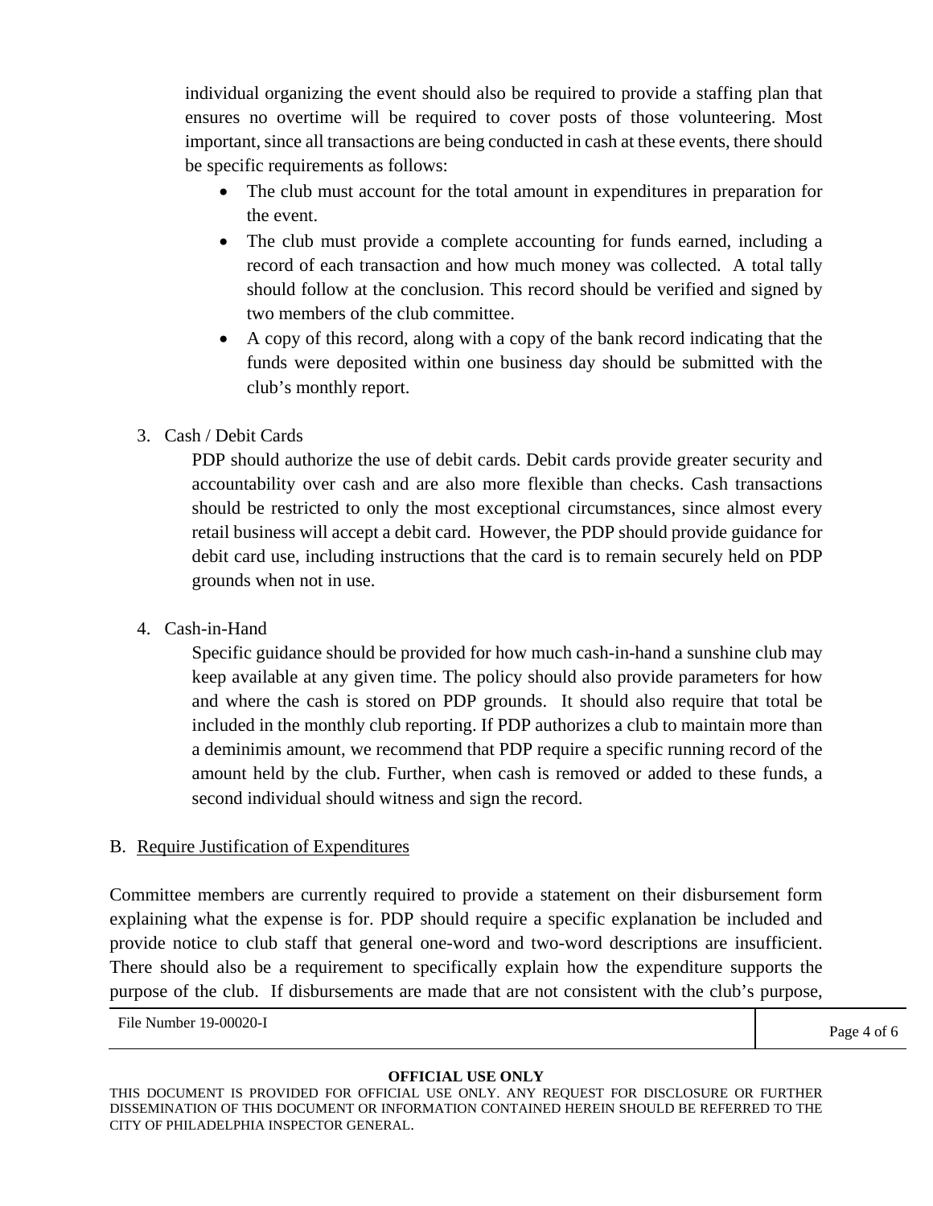individual organizing the event should also be required to provide a staffing plan that ensures no overtime will be required to cover posts of those volunteering. Most important, since all transactions are being conducted in cash at these events, there should be specific requirements as follows:

- The club must account for the total amount in expenditures in preparation for the event.
- The club must provide a complete accounting for funds earned, including a record of each transaction and how much money was collected. A total tally should follow at the conclusion. This record should be verified and signed by two members of the club committee.
- A copy of this record, along with a copy of the bank record indicating that the funds were deposited within one business day should be submitted with the club's monthly report.

3. Cash / Debit Cards

   PDP should authorize the use of debit cards. Debit cards provide greater security and accountability over cash and are also more flexible than checks. Cash transactions should be restricted to only the most exceptional circumstances, since almost every retail business will accept a debit card. However, the PDP should provide guidance for debit card use, including instructions that the card is to remain securely held on PDP grounds when not in use.

4. Cash-in-Hand

   Specific guidance should be provided for how much cash-in-hand a sunshine club may keep available at any given time. The policy should also provide parameters for how and where the cash is stored on PDP grounds. It should also require that total be included in the monthly club reporting. If PDP authorizes a club to maintain more than a deminimis amount, we recommend that PDP require a specific running record of the amount held by the club. Further, when cash is removed or added to these funds, a second individual should witness and sign the record.

B. Require Justification of Expenditures

Committee members are currently required to provide a statement on their disbursement form explaining what the expense is for. PDP should require a specific explanation be included and provide notice to club staff that general one-word and two-word descriptions are insufficient. There should also be a requirement to specifically explain how the expenditure supports the purpose of the club. If disbursements are made that are not consistent with the club's purpose,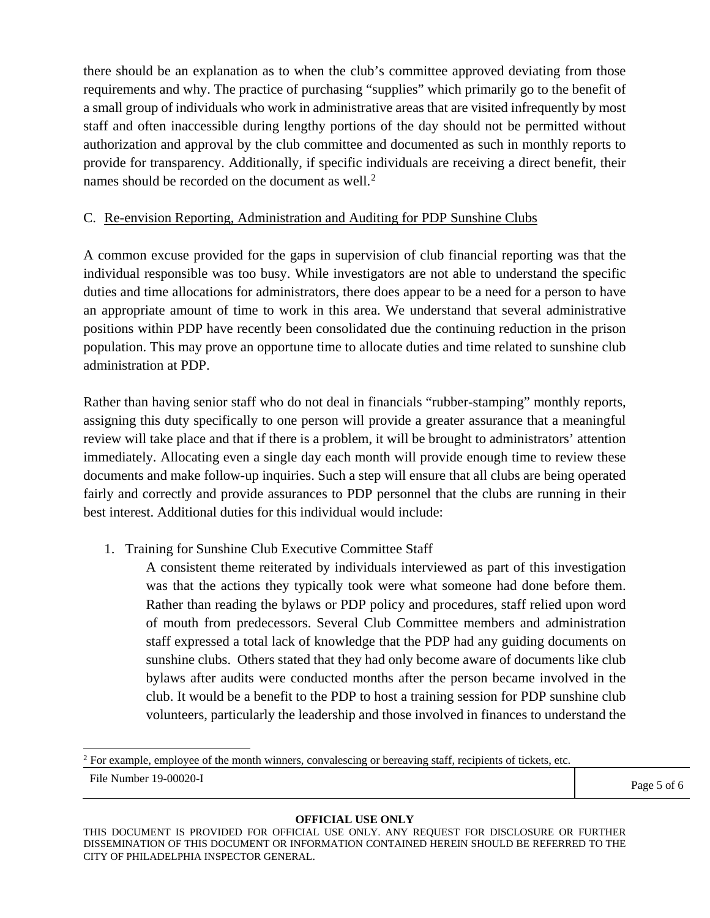there should be an explanation as to when the club's committee approved deviating from those requirements and why. The practice of purchasing "supplies" which primarily go to the benefit of a small group of individuals who work in administrative areas that are visited infrequently by most staff and often inaccessible during lengthy portions of the day should not be permitted without authorization and approval by the club committee and documented as such in monthly reports to provide for transparency. Additionally, if specific individuals are receiving a direct benefit, their names should be recorded on the document as well.[2]

C. Re-envision Reporting, Administration and Auditing for PDP Sunshine Clubs

A common excuse provided for the gaps in supervision of club financial reporting was that the individual responsible was too busy. While investigators are not able to understand the specific duties and time allocations for administrators, there does appear to be a need for a person to have an appropriate amount of time to work in this area. We understand that several administrative positions within PDP have recently been consolidated due the continuing reduction in the prison population. This may prove an opportune time to allocate duties and time related to sunshine club administration at PDP.

Rather than having senior staff who do not deal in financials "rubber-stamping" monthly reports, assigning this duty specifically to one person will provide a greater assurance that a meaningful review will take place and that if there is a problem, it will be brought to administrators' attention immediately. Allocating even a single day each month will provide enough time to review these documents and make follow-up inquiries. Such a step will ensure that all clubs are being operated fairly and correctly and provide assurances to PDP personnel that the clubs are running in their best interest. Additional duties for this individual would include:

1. Training for Sunshine Club Executive Committee Staff

   A consistent theme reiterated by individuals interviewed as part of this investigation was that the actions they typically took were what someone had done before them. Rather than reading the bylaws or PDP policy and procedures, staff relied upon word of mouth from predecessors. Several Club Committee members and administration staff expressed a total lack of knowledge that the PDP had any guiding documents on sunshine clubs. Others stated that they had only become aware of documents like club bylaws after audits were conducted months after the person became involved in the club. It would be a benefit to the PDP to host a training session for PDP sunshine club volunteers, particularly the leadership and those involved in finances to understand the

[2] For example, employee of the month winners, convalescing or bereaving staff, recipients of tickets, etc.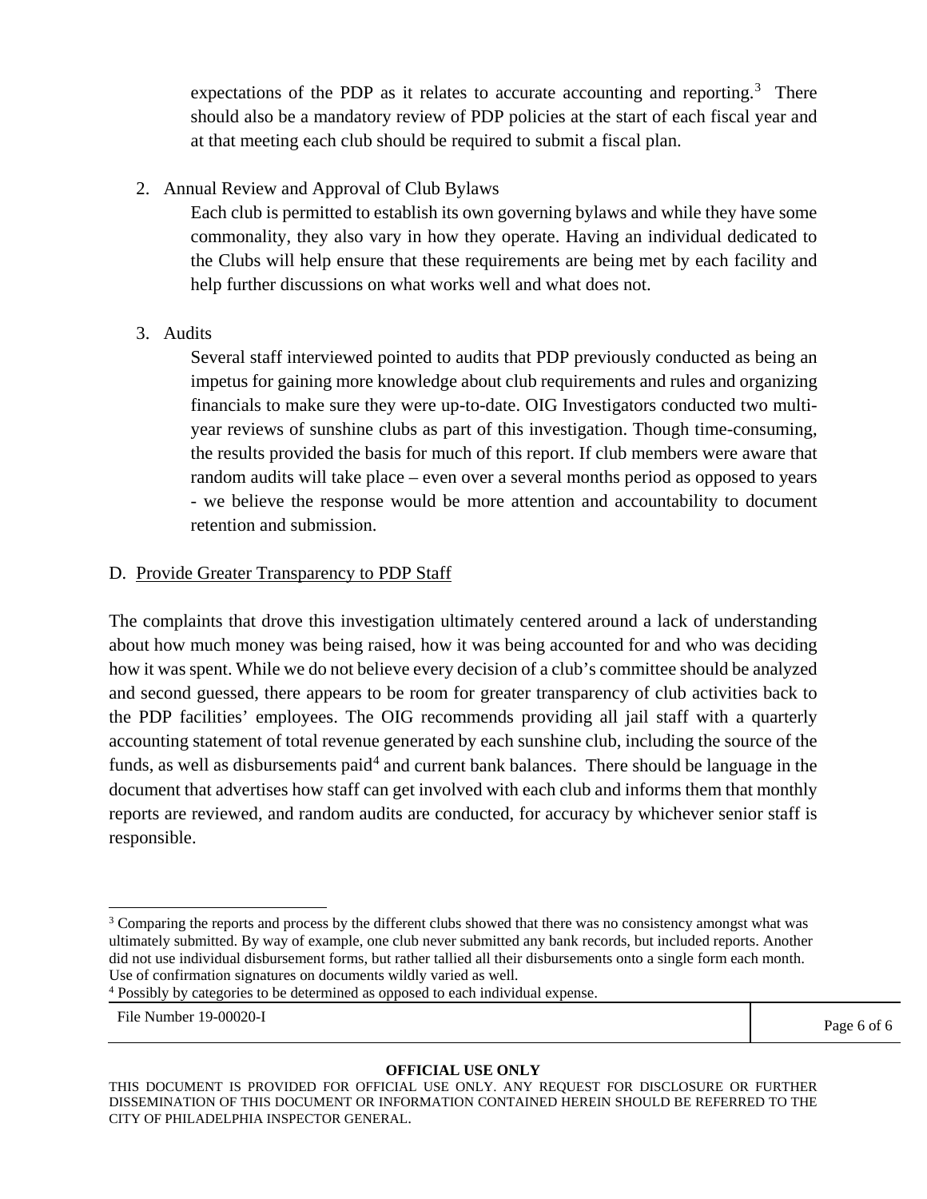expectations of the PDP as it relates to accurate accounting and reporting.[3] There should also be a mandatory review of PDP policies at the start of each fiscal year and at that meeting each club should be required to submit a fiscal plan.

2. Annual Review and Approval of Club Bylaws

   Each club is permitted to establish its own governing bylaws and while they have some commonality, they also vary in how they operate. Having an individual dedicated to the Clubs will help ensure that these requirements are being met by each facility and help further discussions on what works well and what does not.

3. Audits

   Several staff interviewed pointed to audits that PDP previously conducted as being an impetus for gaining more knowledge about club requirements and rules and organizing financials to make sure they were up-to-date. OIG Investigators conducted two multi-year reviews of sunshine clubs as part of this investigation. Though time-consuming, the results provided the basis for much of this report. If club members were aware that random audits will take place – even over a several months period as opposed to years - we believe the response would be more attention and accountability to document retention and submission.

D. <u>Provide Greater Transparency to PDP Staff</u>

The complaints that drove this investigation ultimately centered around a lack of understanding about how much money was being raised, how it was being accounted for and who was deciding how it was spent. While we do not believe every decision of a club's committee should be analyzed and second guessed, there appears to be room for greater transparency of club activities back to the PDP facilities' employees. The OIG recommends providing all jail staff with a quarterly accounting statement of total revenue generated by each sunshine club, including the source of the funds, as well as disbursements paid[4] and current bank balances. There should be language in the document that advertises how staff can get involved with each club and informs them that monthly reports are reviewed, and random audits are conducted, for accuracy by whichever senior staff is responsible.

---

[3] Comparing the reports and process by the different clubs showed that there was no consistency amongst what was ultimately submitted. By way of example, one club never submitted any bank records, but included reports. Another did not use individual disbursement forms, but rather tallied all their disbursements onto a single form each month. Use of confirmation signatures on documents wildly varied as well.

[4] Possibly by categories to be determined as opposed to each individual expense.

File Number 19-00020-I

**OFFICIAL USE ONLY**

THIS DOCUMENT IS PROVIDED FOR OFFICIAL USE ONLY. ANY REQUEST FOR DISCLOSURE OR FURTHER DISSEMINATION OF THIS DOCUMENT OR INFORMATION CONTAINED HEREIN SHOULD BE REFERRED TO THE CITY OF PHILADELPHIA INSPECTOR GENERAL.